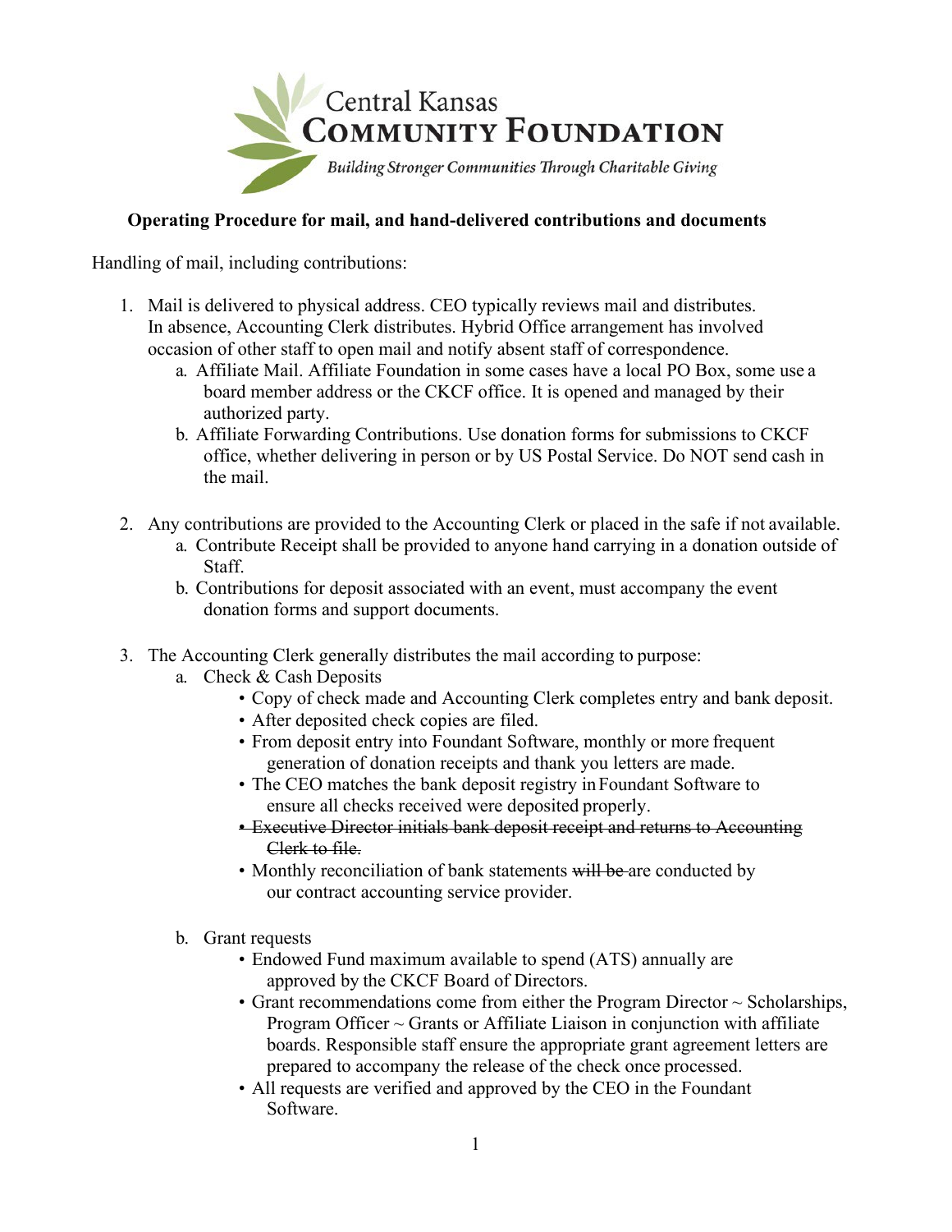Central Kansas
**COMMUNITY FOUNDATION**
*Building Stronger Communities Through Charitable Giving*

**Operating Procedure for mail, and hand-delivered contributions and documents**

Handling of mail, including contributions:

1. Mail is delivered to physical address. CEO typically reviews mail and distributes. In absence, Accounting Clerk distributes. Hybrid Office arrangement has involved occasion of other staff to open mail and notify absent staff of correspondence.
   a. Affiliate Mail. Affiliate Foundation in some cases have a local PO Box, some use a board member address or the CKCF office. It is opened and managed by their authorized party.
   b. Affiliate Forwarding Contributions. Use donation forms for submissions to CKCF office, whether delivering in person or by US Postal Service. Do NOT send cash in the mail.

2. Any contributions are provided to the Accounting Clerk or placed in the safe if not available.
   a. Contribute Receipt shall be provided to anyone hand carrying in a donation outside of Staff.
   b. Contributions for deposit associated with an event, must accompany the event donation forms and support documents.

3. The Accounting Clerk generally distributes the mail according to purpose:
   a. Check & Cash Deposits
      - Copy of check made and Accounting Clerk completes entry and bank deposit.
      - After deposited check copies are filed.
      - From deposit entry into Foundant Software, monthly or more frequent generation of donation receipts and thank you letters are made.
      - The CEO matches the bank deposit registry in Foundant Software to ensure all checks received were deposited properly.
      - ~~Executive Director initials bank deposit receipt and returns to Accounting Clerk to file.~~
      - Monthly reconciliation of bank statements ~~will be~~ are conducted by our contract accounting service provider.

   b. Grant requests
      - Endowed Fund maximum available to spend (ATS) annually are approved by the CKCF Board of Directors.
      - Grant recommendations come from either the Program Director ~ Scholarships, Program Officer ~ Grants or Affiliate Liaison in conjunction with affiliate boards. Responsible staff ensure the appropriate grant agreement letters are prepared to accompany the release of the check once processed.
      - All requests are verified and approved by the CEO in the Foundant Software.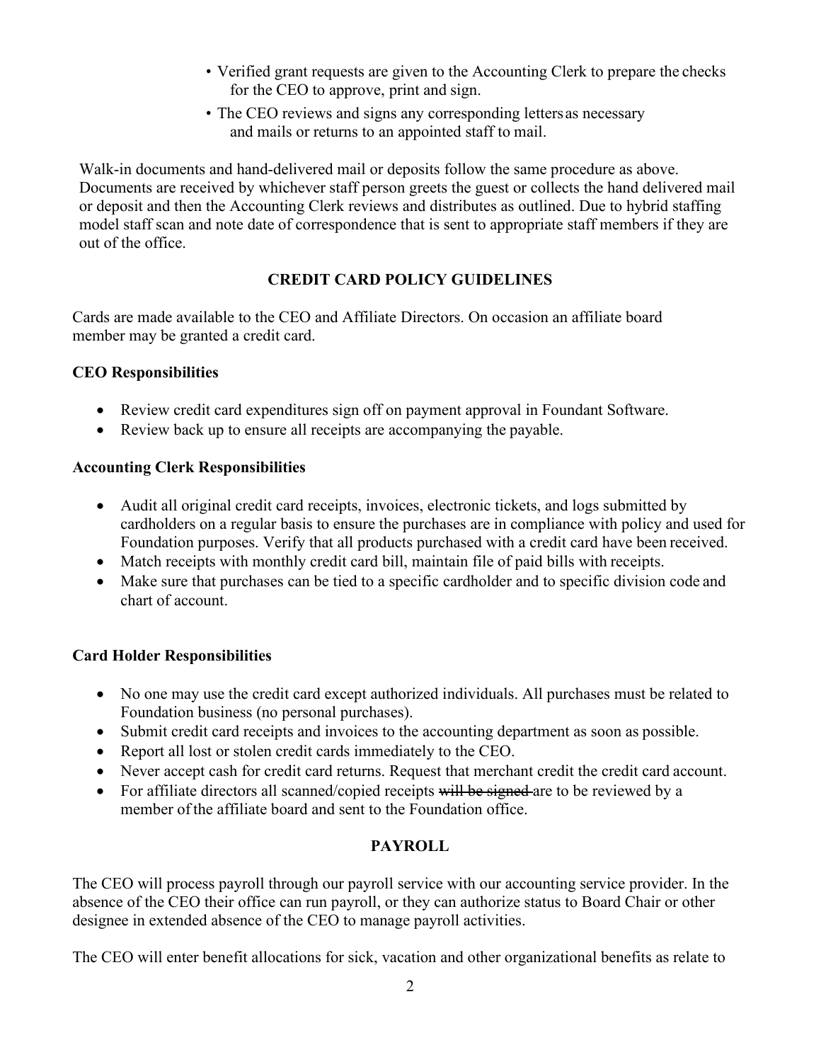- Verified grant requests are given to the Accounting Clerk to prepare the checks for the CEO to approve, print and sign.
- The CEO reviews and signs any corresponding letters as necessary and mails or returns to an appointed staff to mail.

Walk-in documents and hand-delivered mail or deposits follow the same procedure as above. Documents are received by whichever staff person greets the guest or collects the hand delivered mail or deposit and then the Accounting Clerk reviews and distributes as outlined. Due to hybrid staffing model staff scan and note date of correspondence that is sent to appropriate staff members if they are out of the office.

## CREDIT CARD POLICY GUIDELINES

Cards are made available to the CEO and Affiliate Directors. On occasion an affiliate board member may be granted a credit card.

**CEO Responsibilities**

- Review credit card expenditures sign off on payment approval in Foundant Software.
- Review back up to ensure all receipts are accompanying the payable.

**Accounting Clerk Responsibilities**

- Audit all original credit card receipts, invoices, electronic tickets, and logs submitted by cardholders on a regular basis to ensure the purchases are in compliance with policy and used for Foundation purposes. Verify that all products purchased with a credit card have been received.
- Match receipts with monthly credit card bill, maintain file of paid bills with receipts.
- Make sure that purchases can be tied to a specific cardholder and to specific division code and chart of account.

**Card Holder Responsibilities**

- No one may use the credit card except authorized individuals. All purchases must be related to Foundation business (no personal purchases).
- Submit credit card receipts and invoices to the accounting department as soon as possible.
- Report all lost or stolen credit cards immediately to the CEO.
- Never accept cash for credit card returns. Request that merchant credit the credit card account.
- For affiliate directors all scanned/copied receipts ~~will be signed~~ are to be reviewed by a member of the affiliate board and sent to the Foundation office.

## PAYROLL

The CEO will process payroll through our payroll service with our accounting service provider. In the absence of the CEO their office can run payroll, or they can authorize status to Board Chair or other designee in extended absence of the CEO to manage payroll activities.

The CEO will enter benefit allocations for sick, vacation and other organizational benefits as relate to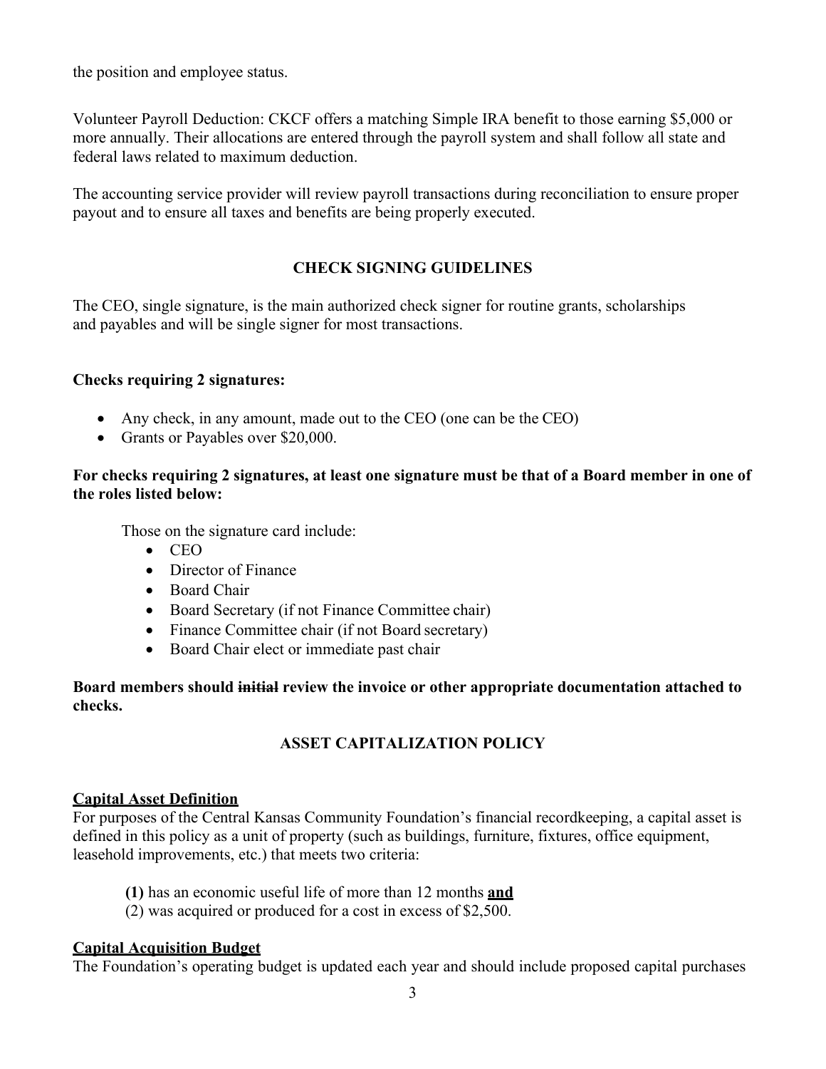the position and employee status.

Volunteer Payroll Deduction: CKCF offers a matching Simple IRA benefit to those earning $5,000 or more annually. Their allocations are entered through the payroll system and shall follow all state and federal laws related to maximum deduction.

The accounting service provider will review payroll transactions during reconciliation to ensure proper payout and to ensure all taxes and benefits are being properly executed.

## CHECK SIGNING GUIDELINES

The CEO, single signature, is the main authorized check signer for routine grants, scholarships and payables and will be single signer for most transactions.

**Checks requiring 2 signatures:**

- Any check, in any amount, made out to the CEO (one can be the CEO)
- Grants or Payables over $20,000.

**For checks requiring 2 signatures, at least one signature must be that of a Board member in one of the roles listed below:**

Those on the signature card include:

- CEO
- Director of Finance
- Board Chair
- Board Secretary (if not Finance Committee chair)
- Finance Committee chair (if not Board secretary)
- Board Chair elect or immediate past chair

**Board members should ~~initial~~ review the invoice or other appropriate documentation attached to checks.**

## ASSET CAPITALIZATION POLICY

**Capital Asset Definition**

For purposes of the Central Kansas Community Foundation's financial recordkeeping, a capital asset is defined in this policy as a unit of property (such as buildings, furniture, fixtures, office equipment, leasehold improvements, etc.) that meets two criteria:

**(1)** has an economic useful life of more than 12 months **and**

(2) was acquired or produced for a cost in excess of $2,500.

**Capital Acquisition Budget**

The Foundation's operating budget is updated each year and should include proposed capital purchases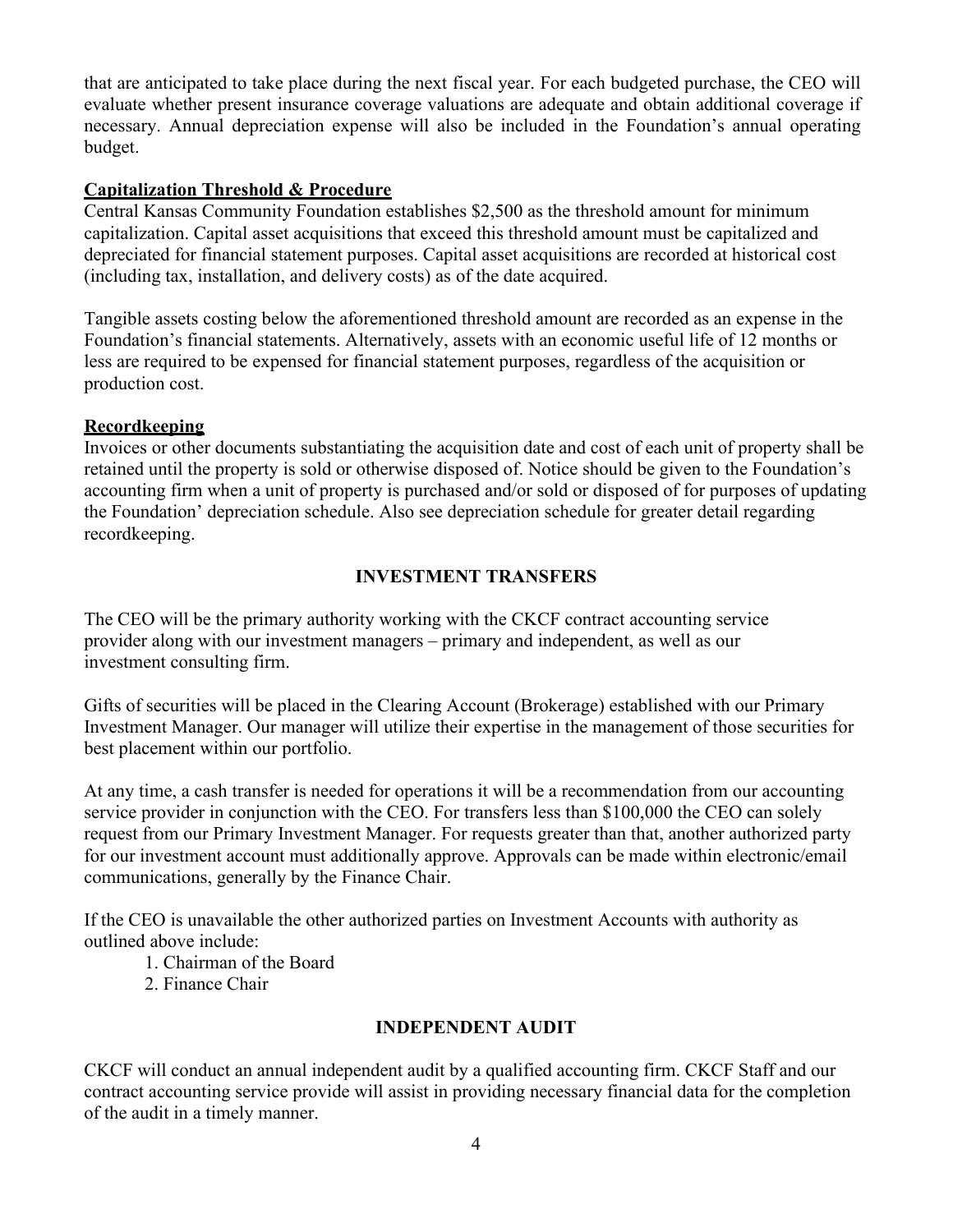that are anticipated to take place during the next fiscal year. For each budgeted purchase, the CEO will evaluate whether present insurance coverage valuations are adequate and obtain additional coverage if necessary. Annual depreciation expense will also be included in the Foundation's annual operating budget.

**Capitalization Threshold & Procedure**

Central Kansas Community Foundation establishes $2,500 as the threshold amount for minimum capitalization. Capital asset acquisitions that exceed this threshold amount must be capitalized and depreciated for financial statement purposes. Capital asset acquisitions are recorded at historical cost (including tax, installation, and delivery costs) as of the date acquired.

Tangible assets costing below the aforementioned threshold amount are recorded as an expense in the Foundation's financial statements. Alternatively, assets with an economic useful life of 12 months or less are required to be expensed for financial statement purposes, regardless of the acquisition or production cost.

**Recordkeeping**

Invoices or other documents substantiating the acquisition date and cost of each unit of property shall be retained until the property is sold or otherwise disposed of. Notice should be given to the Foundation's accounting firm when a unit of property is purchased and/or sold or disposed of for purposes of updating the Foundation' depreciation schedule. Also see depreciation schedule for greater detail regarding recordkeeping.

## INVESTMENT TRANSFERS

The CEO will be the primary authority working with the CKCF contract accounting service provider along with our investment managers – primary and independent, as well as our investment consulting firm.

Gifts of securities will be placed in the Clearing Account (Brokerage) established with our Primary Investment Manager. Our manager will utilize their expertise in the management of those securities for best placement within our portfolio.

At any time, a cash transfer is needed for operations it will be a recommendation from our accounting service provider in conjunction with the CEO. For transfers less than $100,000 the CEO can solely request from our Primary Investment Manager. For requests greater than that, another authorized party for our investment account must additionally approve. Approvals can be made within electronic/email communications, generally by the Finance Chair.

If the CEO is unavailable the other authorized parties on Investment Accounts with authority as outlined above include:

1. Chairman of the Board
2. Finance Chair

## INDEPENDENT AUDIT

CKCF will conduct an annual independent audit by a qualified accounting firm. CKCF Staff and our contract accounting service provide will assist in providing necessary financial data for the completion of the audit in a timely manner.